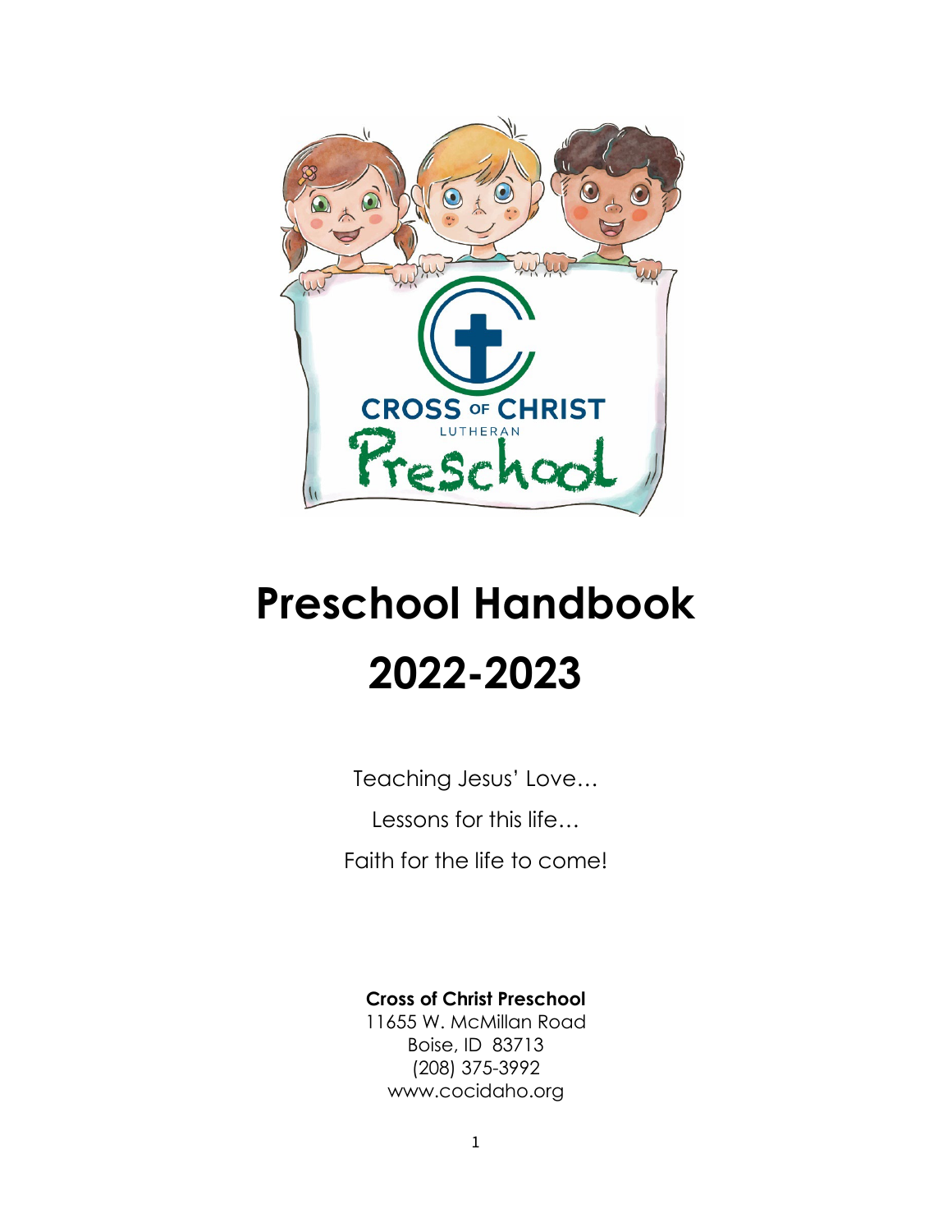# Preschool Handbook

# 2022-2023

Teaching Jesus' Love…

Lessons for this life…

Faith for the life to come!

**Cross of Christ Preschool**
11655 W. McMillan Road
Boise, ID 83713
(208) 375-3992
www.cocidaho.org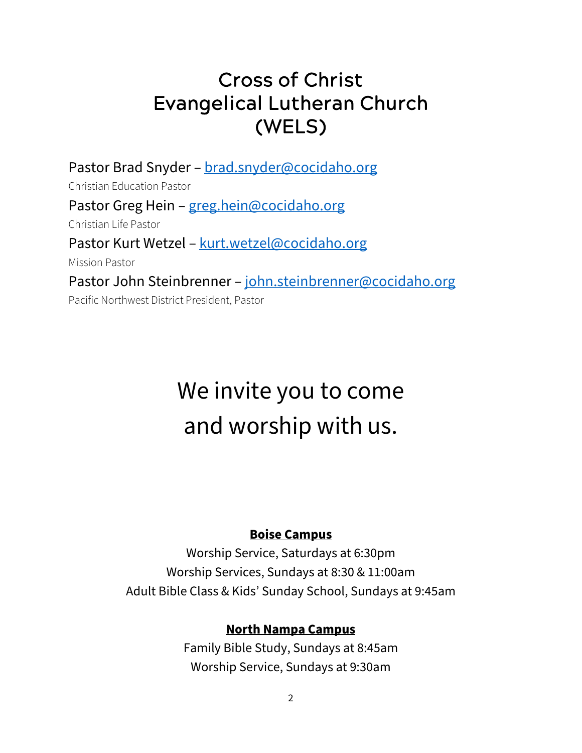# Cross of Christ Evangelical Lutheran Church (WELS)

Pastor Brad Snyder – brad.snyder@cocidaho.org
Christian Education Pastor

Pastor Greg Hein – greg.hein@cocidaho.org
Christian Life Pastor

Pastor Kurt Wetzel – kurt.wetzel@cocidaho.org
Mission Pastor

Pastor John Steinbrenner – john.steinbrenner@cocidaho.org
Pacific Northwest District President, Pastor

## We invite you to come and worship with us.

**Boise Campus**

Worship Service, Saturdays at 6:30pm
Worship Services, Sundays at 8:30 & 11:00am
Adult Bible Class & Kids' Sunday School, Sundays at 9:45am

**North Nampa Campus**

Family Bible Study, Sundays at 8:45am
Worship Service, Sundays at 9:30am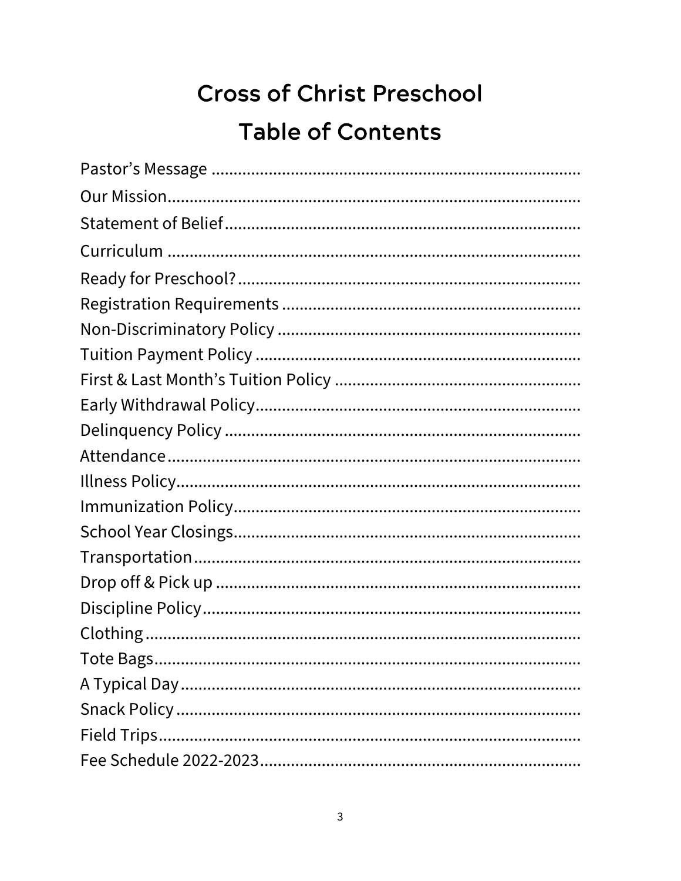# Cross of Christ Preschool

## Table of Contents

Pastor's Message ....................................................................................

Our Mission...........................................................................................

Statement of Belief................................................................................

Curriculum ............................................................................................

Ready for Preschool?............................................................................

Registration Requirements ..................................................................

Non-Discriminatory Policy ...................................................................

Tuition Payment Policy ........................................................................

First & Last Month's Tuition Policy .......................................................

Early Withdrawal Policy........................................................................

Delinquency Policy ...............................................................................

Attendance............................................................................................

Illness Policy..........................................................................................

Immunization Policy.............................................................................

School Year Closings.............................................................................

Transportation.......................................................................................

Drop off & Pick up .................................................................................

Discipline Policy.....................................................................................

Clothing .................................................................................................

Tote Bags...............................................................................................

A Typical Day .........................................................................................

Snack Policy ..........................................................................................

Field Trips..............................................................................................

Fee Schedule 2022-2023.......................................................................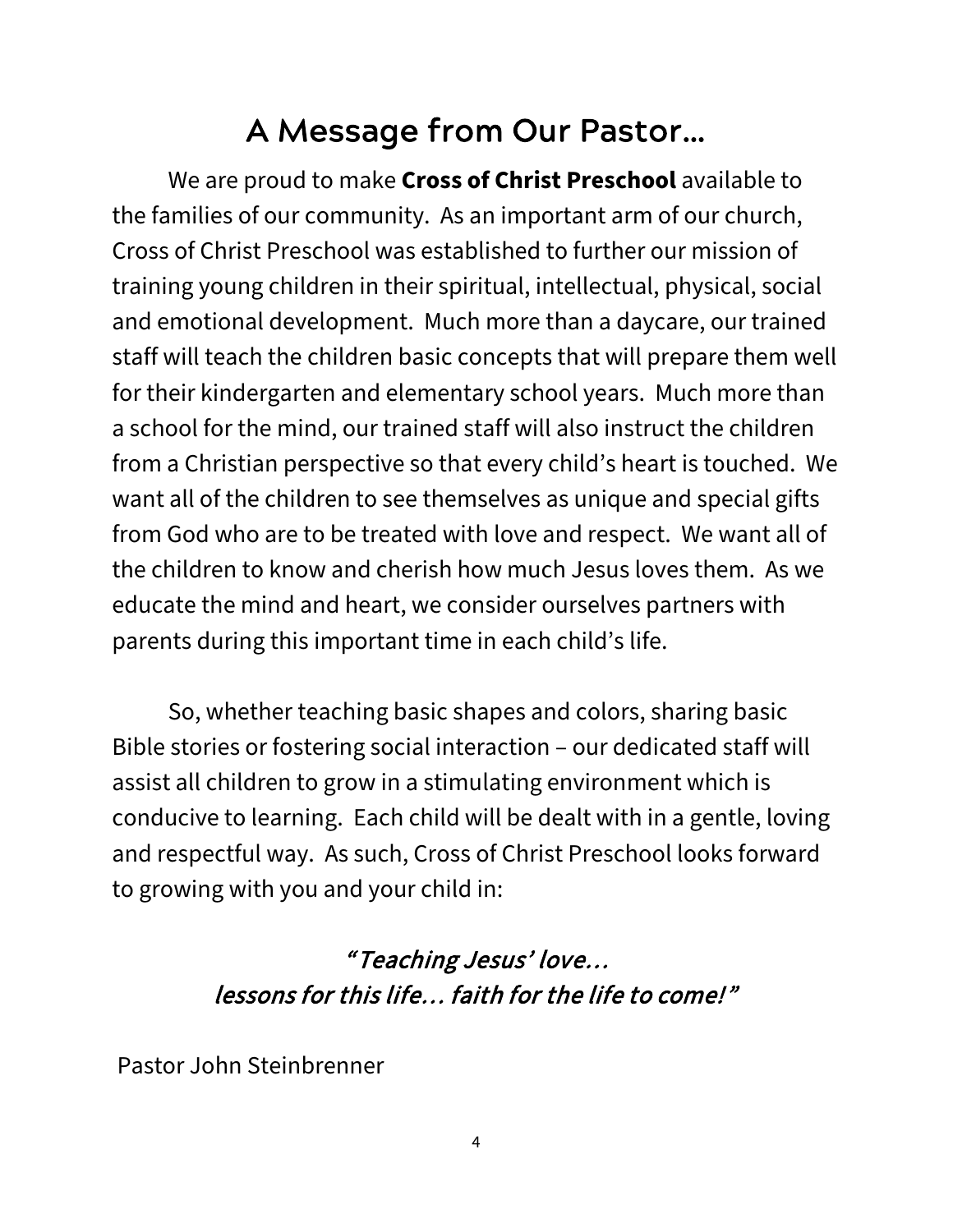# A Message from Our Pastor…

We are proud to make **Cross of Christ Preschool** available to the families of our community. As an important arm of our church, Cross of Christ Preschool was established to further our mission of training young children in their spiritual, intellectual, physical, social and emotional development. Much more than a daycare, our trained staff will teach the children basic concepts that will prepare them well for their kindergarten and elementary school years. Much more than a school for the mind, our trained staff will also instruct the children from a Christian perspective so that every child's heart is touched. We want all of the children to see themselves as unique and special gifts from God who are to be treated with love and respect. We want all of the children to know and cherish how much Jesus loves them. As we educate the mind and heart, we consider ourselves partners with parents during this important time in each child's life.

So, whether teaching basic shapes and colors, sharing basic Bible stories or fostering social interaction – our dedicated staff will assist all children to grow in a stimulating environment which is conducive to learning. Each child will be dealt with in a gentle, loving and respectful way. As such, Cross of Christ Preschool looks forward to growing with you and your child in:

*"Teaching Jesus' love…*
*lessons for this life… faith for the life to come!"*

Pastor John Steinbrenner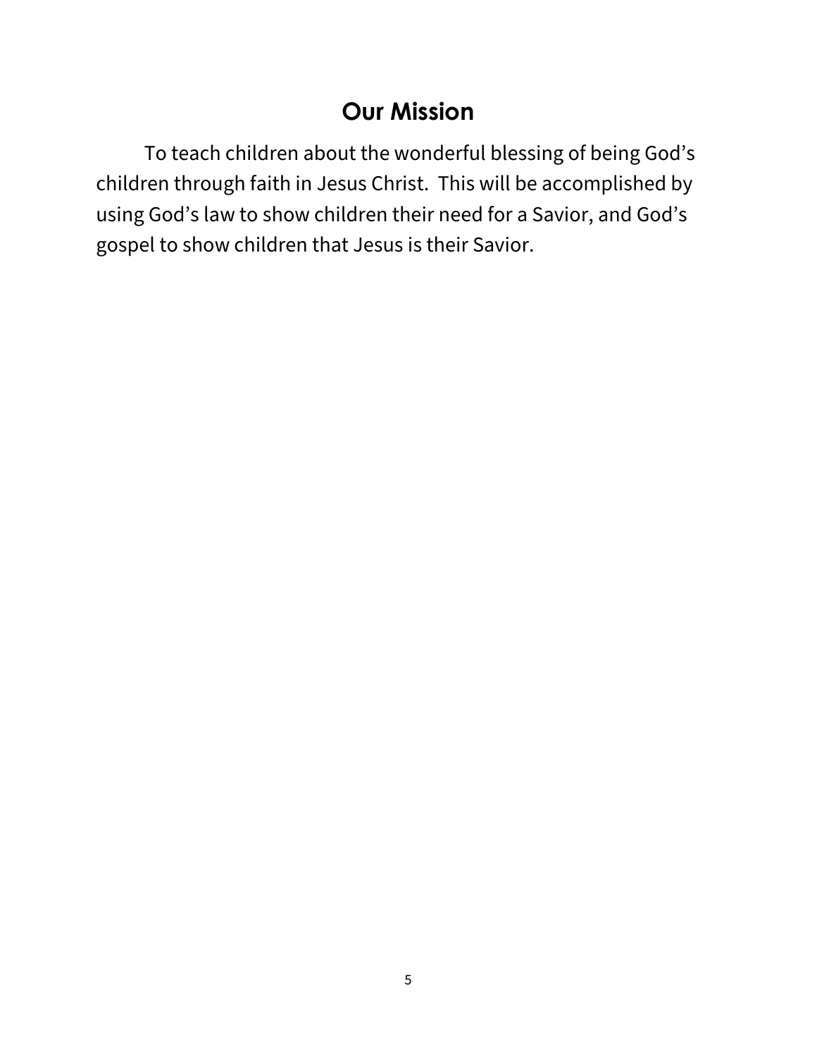# Our Mission

To teach children about the wonderful blessing of being God's children through faith in Jesus Christ. This will be accomplished by using God's law to show children their need for a Savior, and God's gospel to show children that Jesus is their Savior.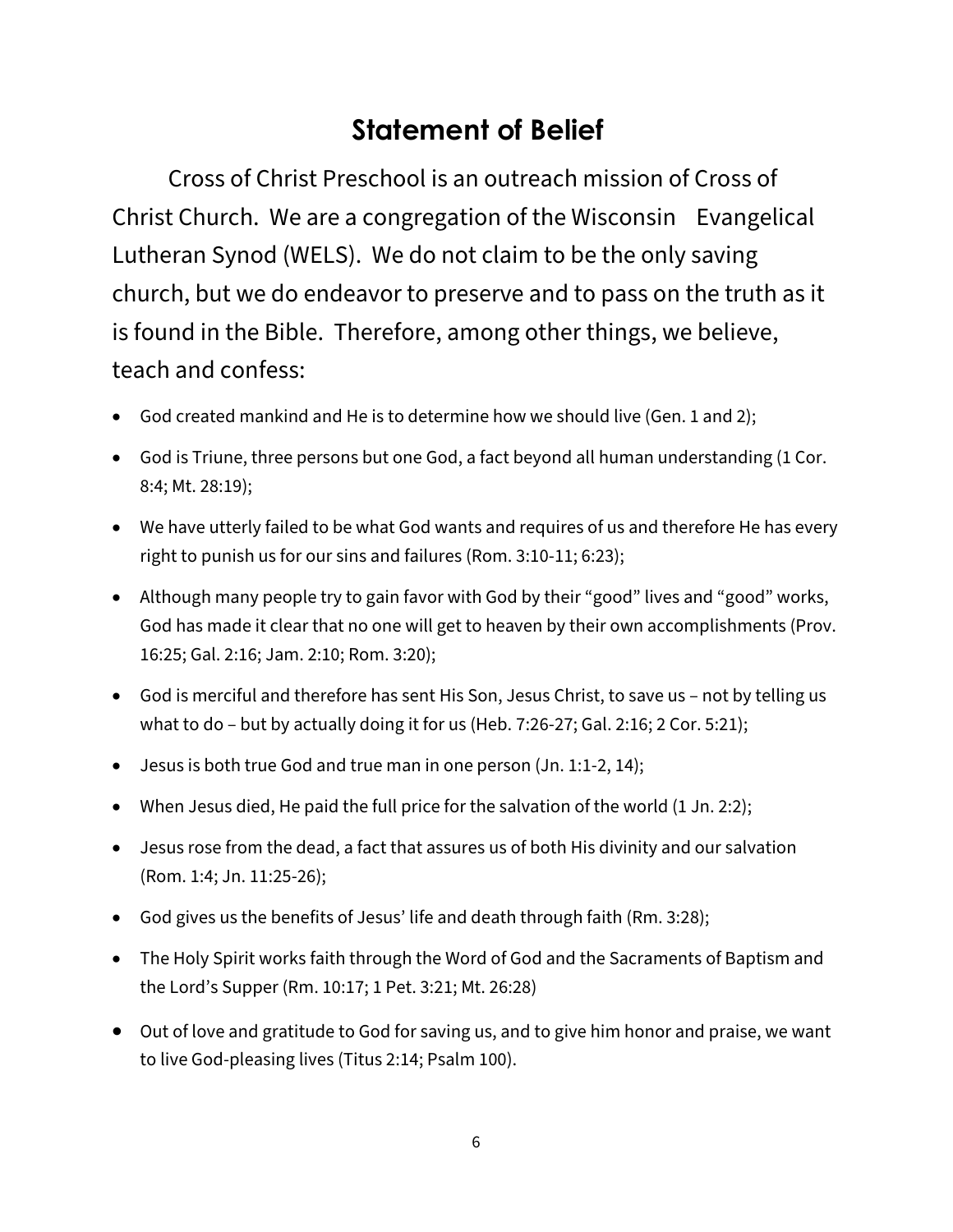# Statement of Belief

Cross of Christ Preschool is an outreach mission of Cross of Christ Church. We are a congregation of the Wisconsin Evangelical Lutheran Synod (WELS). We do not claim to be the only saving church, but we do endeavor to preserve and to pass on the truth as it is found in the Bible. Therefore, among other things, we believe, teach and confess:

- God created mankind and He is to determine how we should live (Gen. 1 and 2);
- God is Triune, three persons but one God, a fact beyond all human understanding (1 Cor. 8:4; Mt. 28:19);
- We have utterly failed to be what God wants and requires of us and therefore He has every right to punish us for our sins and failures (Rom. 3:10-11; 6:23);
- Although many people try to gain favor with God by their “good” lives and “good” works, God has made it clear that no one will get to heaven by their own accomplishments (Prov. 16:25; Gal. 2:16; Jam. 2:10; Rom. 3:20);
- God is merciful and therefore has sent His Son, Jesus Christ, to save us – not by telling us what to do – but by actually doing it for us (Heb. 7:26-27; Gal. 2:16; 2 Cor. 5:21);
- Jesus is both true God and true man in one person (Jn. 1:1-2, 14);
- When Jesus died, He paid the full price for the salvation of the world (1 Jn. 2:2);
- Jesus rose from the dead, a fact that assures us of both His divinity and our salvation (Rom. 1:4; Jn. 11:25-26);
- God gives us the benefits of Jesus’ life and death through faith (Rm. 3:28);
- The Holy Spirit works faith through the Word of God and the Sacraments of Baptism and the Lord’s Supper (Rm. 10:17; 1 Pet. 3:21; Mt. 26:28)
- Out of love and gratitude to God for saving us, and to give him honor and praise, we want to live God-pleasing lives (Titus 2:14; Psalm 100).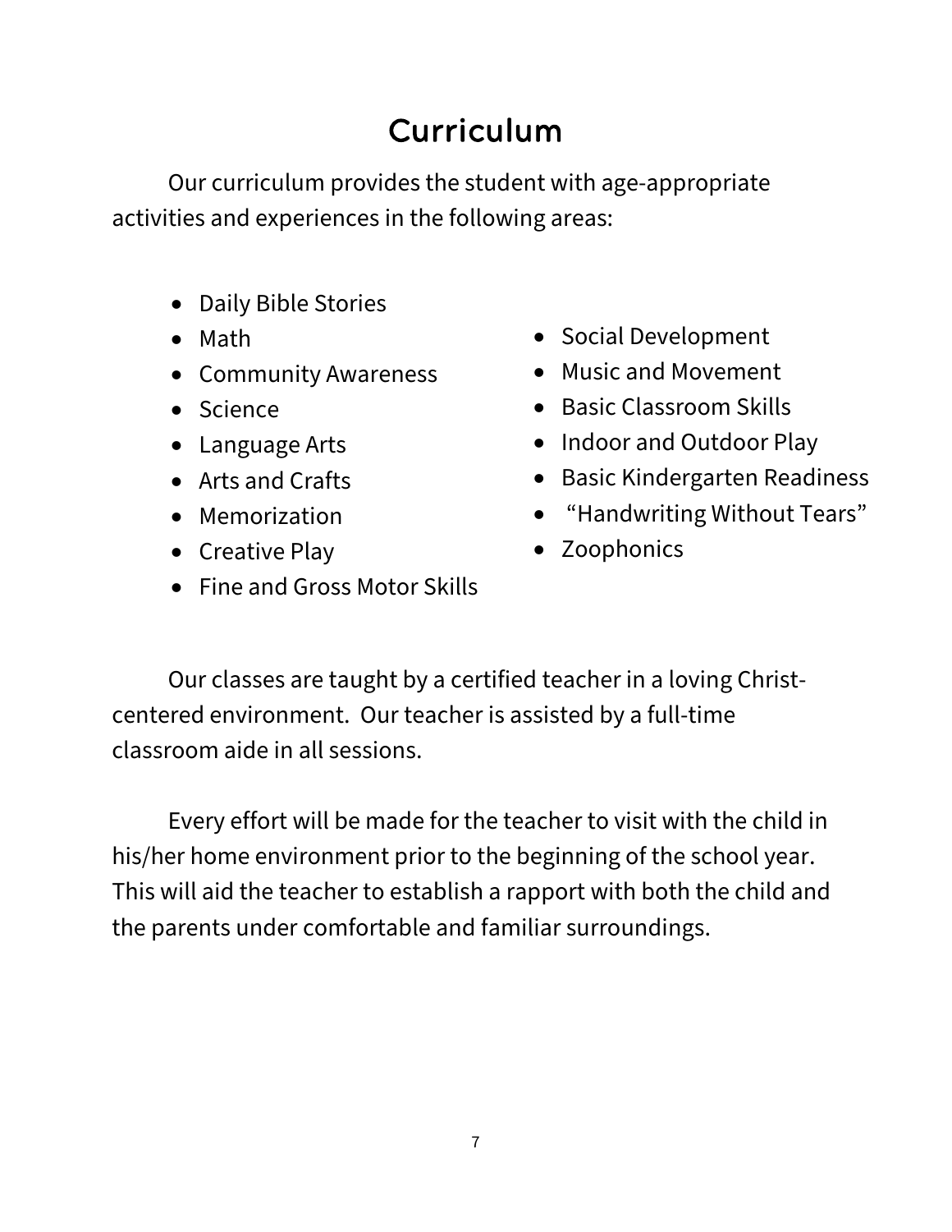# Curriculum

Our curriculum provides the student with age-appropriate activities and experiences in the following areas:

- Daily Bible Stories
- Math
- Community Awareness
- Science
- Language Arts
- Arts and Crafts
- Memorization
- Creative Play
- Fine and Gross Motor Skills
- Social Development
- Music and Movement
- Basic Classroom Skills
- Indoor and Outdoor Play
- Basic Kindergarten Readiness
- "Handwriting Without Tears"
- Zoophonics

Our classes are taught by a certified teacher in a loving Christ-centered environment. Our teacher is assisted by a full-time classroom aide in all sessions.

Every effort will be made for the teacher to visit with the child in his/her home environment prior to the beginning of the school year. This will aid the teacher to establish a rapport with both the child and the parents under comfortable and familiar surroundings.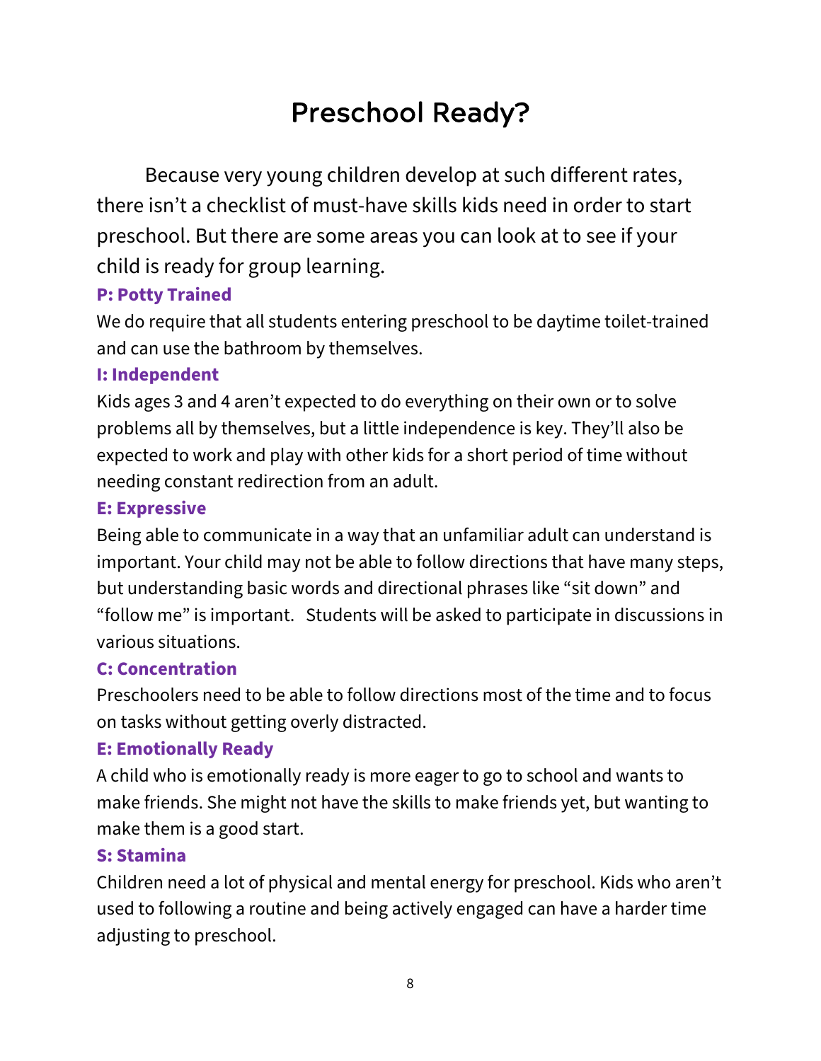# Preschool Ready?

Because very young children develop at such different rates, there isn't a checklist of must-have skills kids need in order to start preschool. But there are some areas you can look at to see if your child is ready for group learning.

**P: Potty Trained**

We do require that all students entering preschool to be daytime toilet-trained and can use the bathroom by themselves.

**I: Independent**

Kids ages 3 and 4 aren't expected to do everything on their own or to solve problems all by themselves, but a little independence is key. They'll also be expected to work and play with other kids for a short period of time without needing constant redirection from an adult.

**E: Expressive**

Being able to communicate in a way that an unfamiliar adult can understand is important. Your child may not be able to follow directions that have many steps, but understanding basic words and directional phrases like "sit down" and "follow me" is important. Students will be asked to participate in discussions in various situations.

**C: Concentration**

Preschoolers need to be able to follow directions most of the time and to focus on tasks without getting overly distracted.

**E: Emotionally Ready**

A child who is emotionally ready is more eager to go to school and wants to make friends. She might not have the skills to make friends yet, but wanting to make them is a good start.

**S: Stamina**

Children need a lot of physical and mental energy for preschool. Kids who aren't used to following a routine and being actively engaged can have a harder time adjusting to preschool.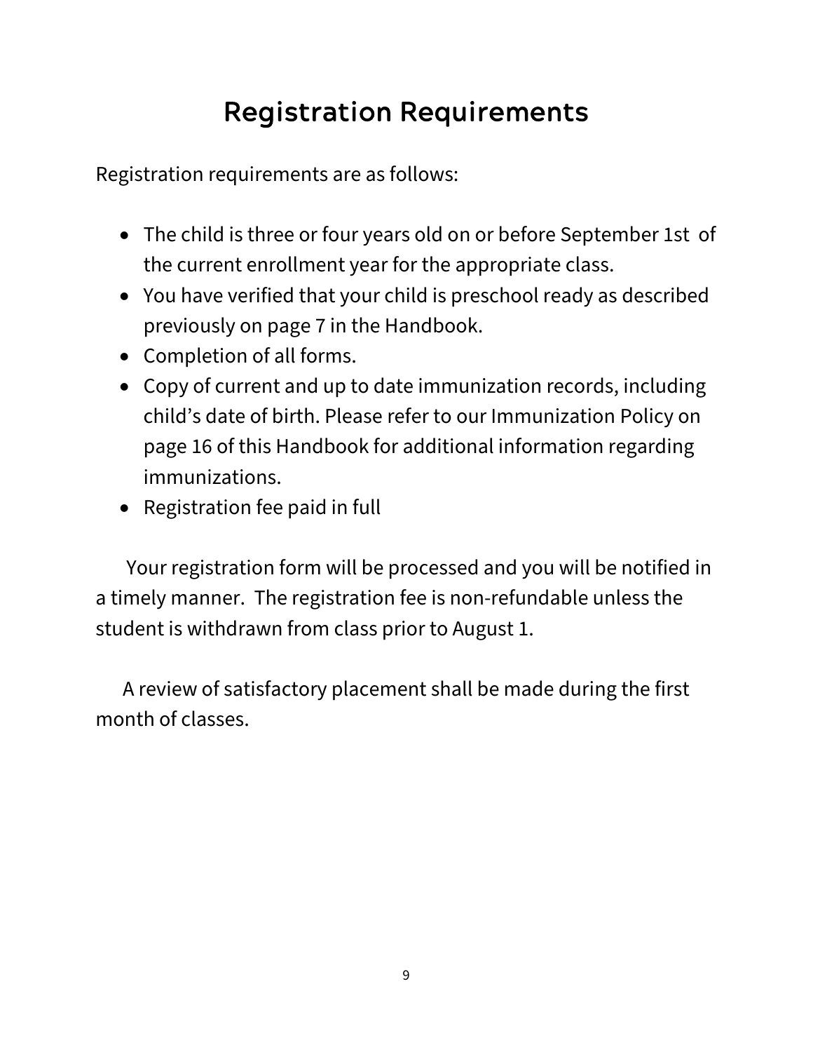# Registration Requirements

Registration requirements are as follows:

- The child is three or four years old on or before September 1st of the current enrollment year for the appropriate class.
- You have verified that your child is preschool ready as described previously on page 7 in the Handbook.
- Completion of all forms.
- Copy of current and up to date immunization records, including child's date of birth. Please refer to our Immunization Policy on page 16 of this Handbook for additional information regarding immunizations.
- Registration fee paid in full

Your registration form will be processed and you will be notified in a timely manner. The registration fee is non-refundable unless the student is withdrawn from class prior to August 1.

A review of satisfactory placement shall be made during the first month of classes.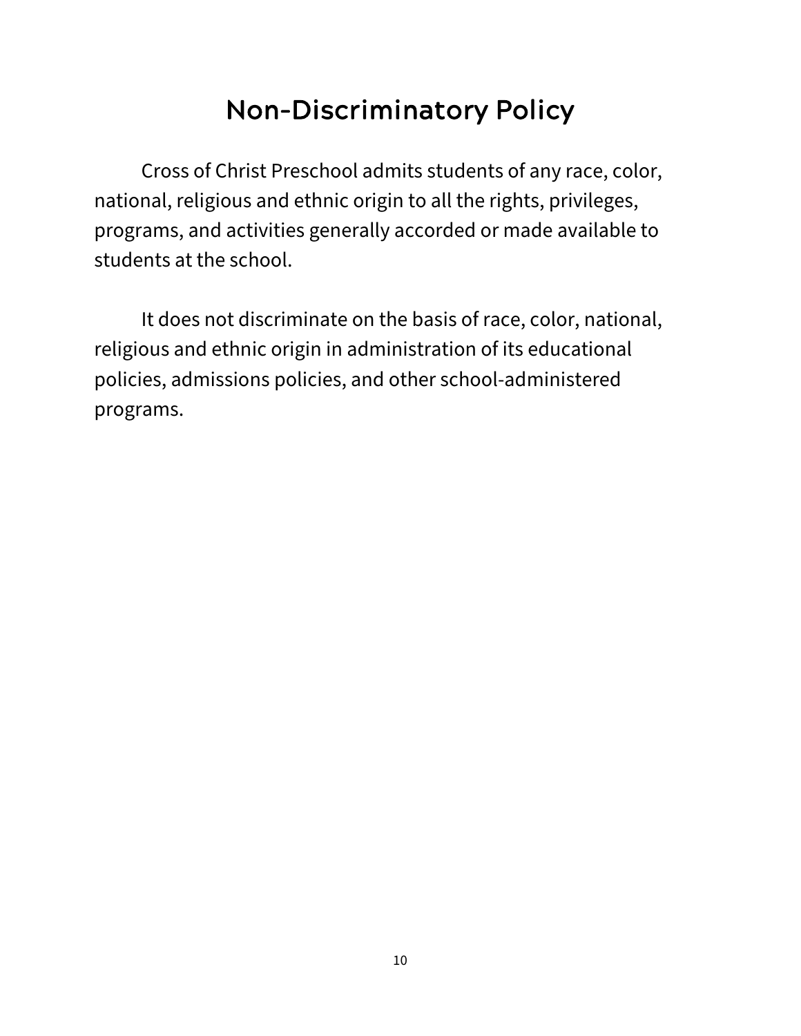# Non-Discriminatory Policy

Cross of Christ Preschool admits students of any race, color, national, religious and ethnic origin to all the rights, privileges, programs, and activities generally accorded or made available to students at the school.

It does not discriminate on the basis of race, color, national, religious and ethnic origin in administration of its educational policies, admissions policies, and other school-administered programs.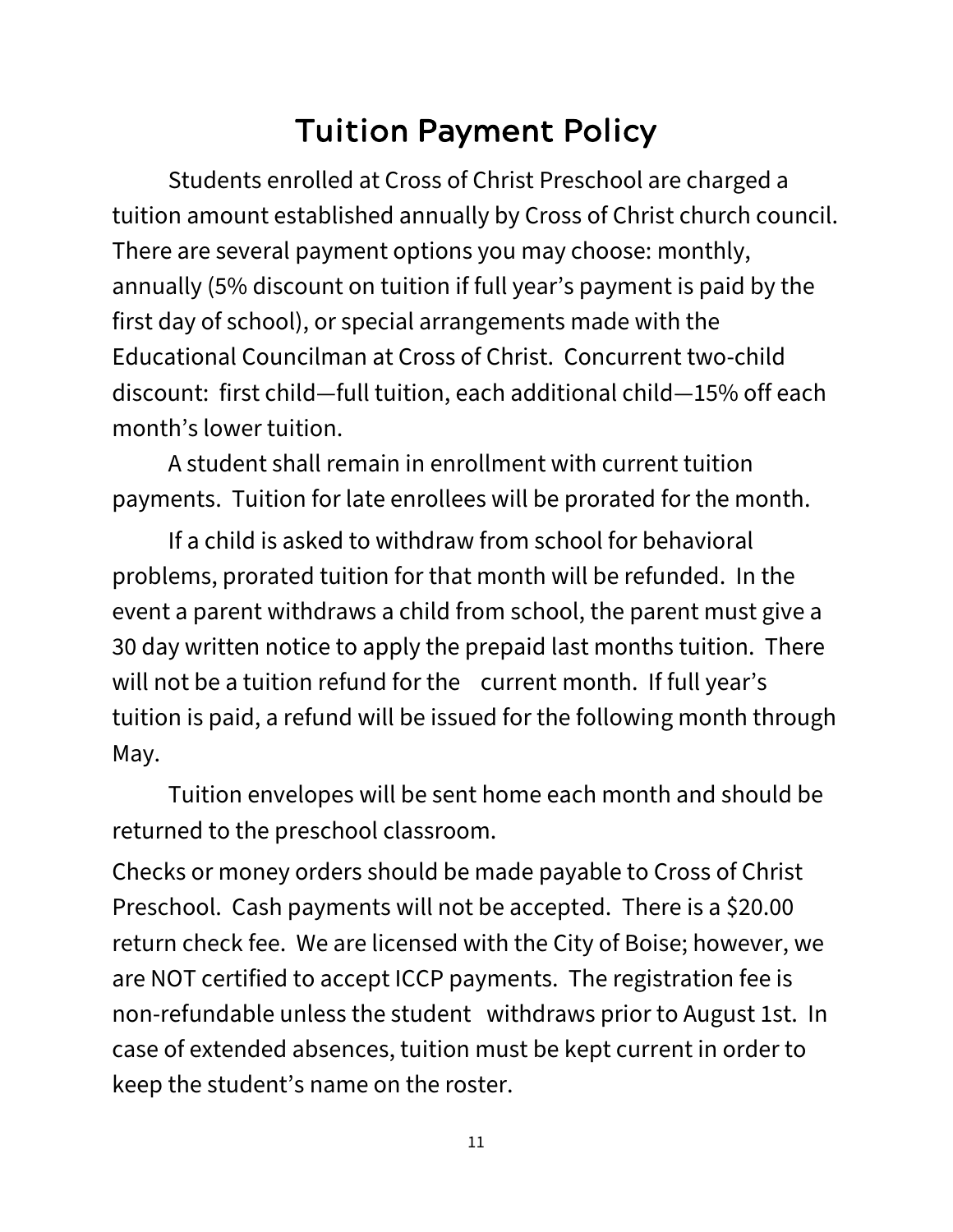# Tuition Payment Policy

Students enrolled at Cross of Christ Preschool are charged a tuition amount established annually by Cross of Christ church council. There are several payment options you may choose: monthly, annually (5% discount on tuition if full year's payment is paid by the first day of school), or special arrangements made with the Educational Councilman at Cross of Christ. Concurrent two-child discount: first child—full tuition, each additional child—15% off each month's lower tuition.

A student shall remain in enrollment with current tuition payments. Tuition for late enrollees will be prorated for the month.

If a child is asked to withdraw from school for behavioral problems, prorated tuition for that month will be refunded. In the event a parent withdraws a child from school, the parent must give a 30 day written notice to apply the prepaid last months tuition. There will not be a tuition refund for the current month. If full year's tuition is paid, a refund will be issued for the following month through May.

Tuition envelopes will be sent home each month and should be returned to the preschool classroom.

Checks or money orders should be made payable to Cross of Christ Preschool. Cash payments will not be accepted. There is a $20.00 return check fee. We are licensed with the City of Boise; however, we are NOT certified to accept ICCP payments. The registration fee is non-refundable unless the student withdraws prior to August 1st. In case of extended absences, tuition must be kept current in order to keep the student's name on the roster.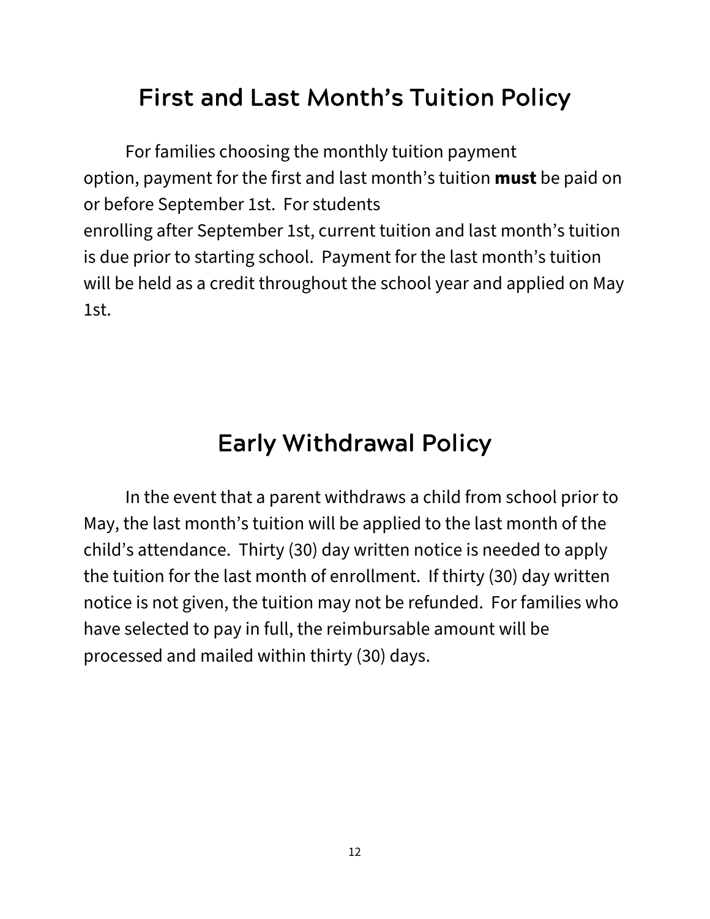## First and Last Month's Tuition Policy

For families choosing the monthly tuition payment option, payment for the first and last month's tuition **must** be paid on or before September 1st. For students enrolling after September 1st, current tuition and last month's tuition is due prior to starting school. Payment for the last month's tuition will be held as a credit throughout the school year and applied on May 1st.

## Early Withdrawal Policy

In the event that a parent withdraws a child from school prior to May, the last month's tuition will be applied to the last month of the child's attendance. Thirty (30) day written notice is needed to apply the tuition for the last month of enrollment. If thirty (30) day written notice is not given, the tuition may not be refunded. For families who have selected to pay in full, the reimbursable amount will be processed and mailed within thirty (30) days.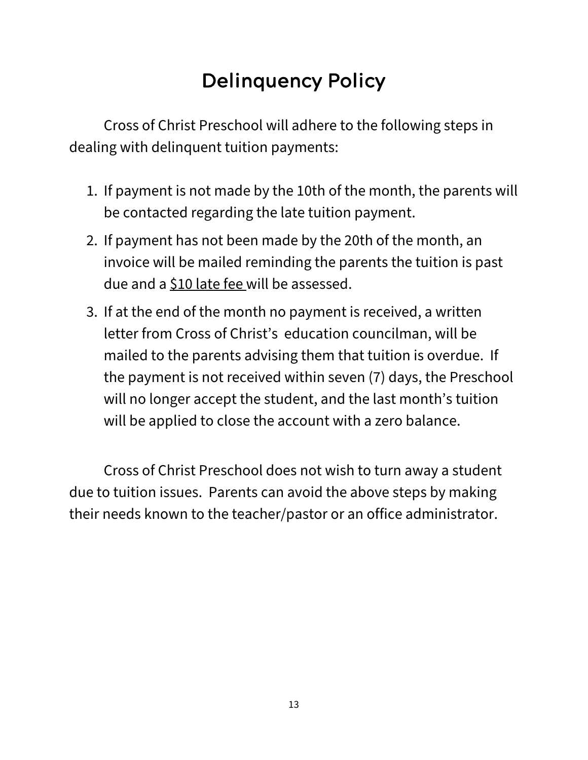# Delinquency Policy

Cross of Christ Preschool will adhere to the following steps in dealing with delinquent tuition payments:

1. If payment is not made by the 10th of the month, the parents will be contacted regarding the late tuition payment.
2. If payment has not been made by the 20th of the month, an invoice will be mailed reminding the parents the tuition is past due and a <u>$10 late fee</u> will be assessed.
3. If at the end of the month no payment is received, a written letter from Cross of Christ's education councilman, will be mailed to the parents advising them that tuition is overdue. If the payment is not received within seven (7) days, the Preschool will no longer accept the student, and the last month's tuition will be applied to close the account with a zero balance.

Cross of Christ Preschool does not wish to turn away a student due to tuition issues. Parents can avoid the above steps by making their needs known to the teacher/pastor or an office administrator.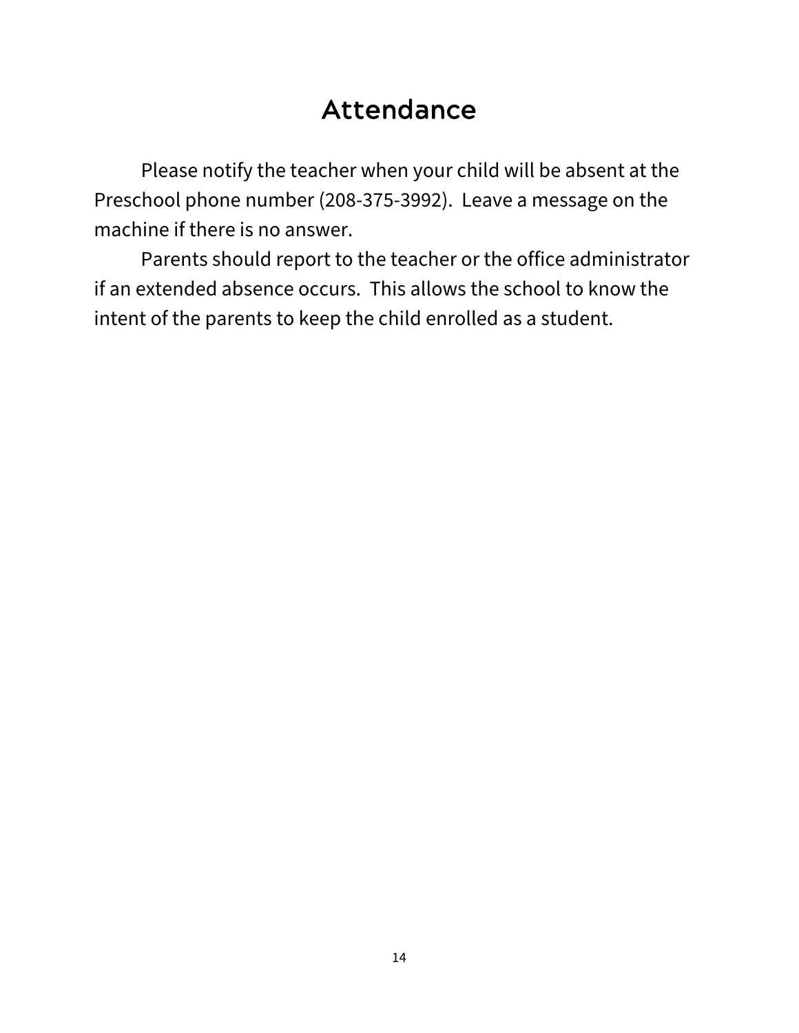# Attendance

Please notify the teacher when your child will be absent at the Preschool phone number (208-375-3992). Leave a message on the machine if there is no answer.

Parents should report to the teacher or the office administrator if an extended absence occurs. This allows the school to know the intent of the parents to keep the child enrolled as a student.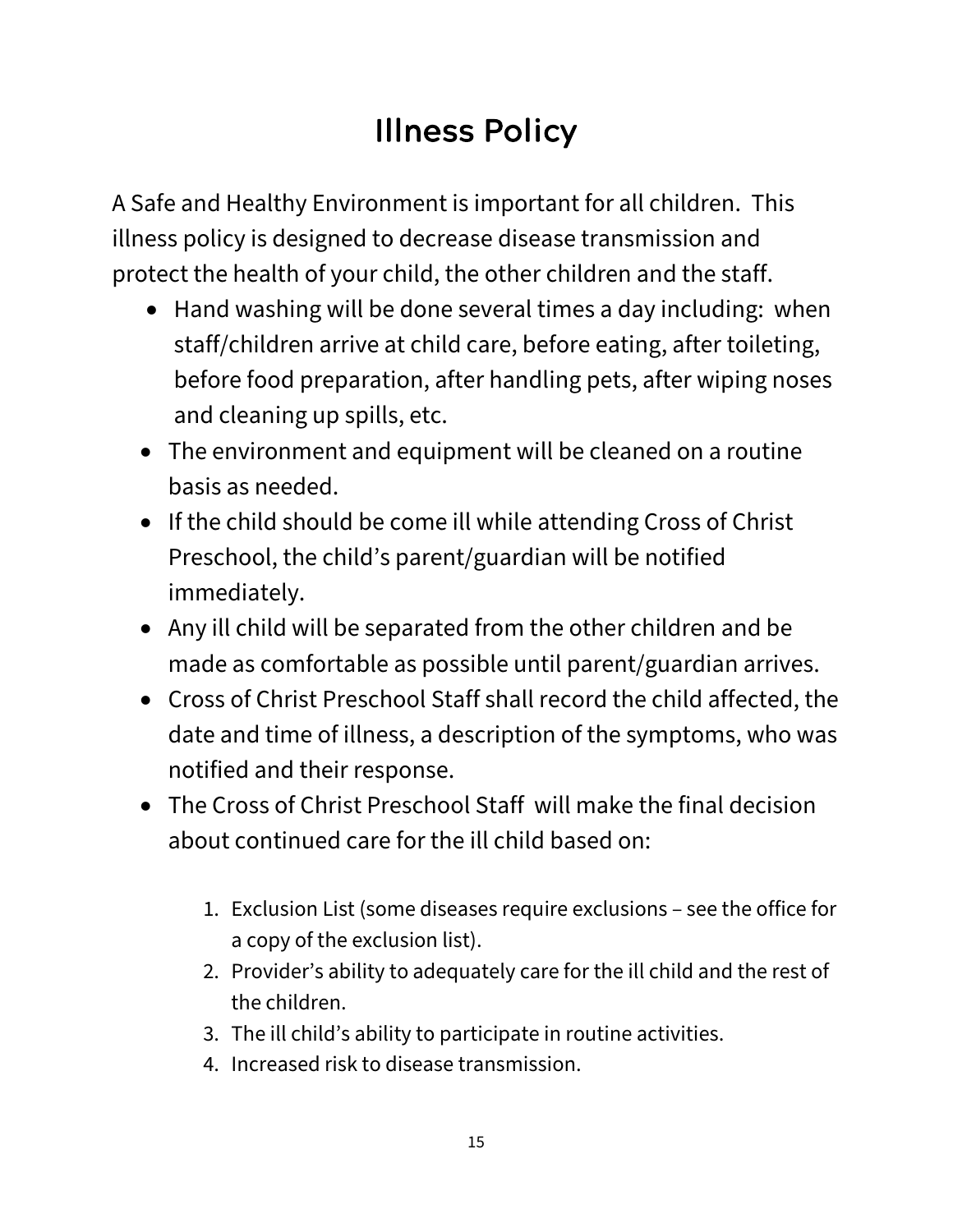# Illness Policy

A Safe and Healthy Environment is important for all children. This illness policy is designed to decrease disease transmission and protect the health of your child, the other children and the staff.

- Hand washing will be done several times a day including: when staff/children arrive at child care, before eating, after toileting, before food preparation, after handling pets, after wiping noses and cleaning up spills, etc.
- The environment and equipment will be cleaned on a routine basis as needed.
- If the child should be come ill while attending Cross of Christ Preschool, the child's parent/guardian will be notified immediately.
- Any ill child will be separated from the other children and be made as comfortable as possible until parent/guardian arrives.
- Cross of Christ Preschool Staff shall record the child affected, the date and time of illness, a description of the symptoms, who was notified and their response.
- The Cross of Christ Preschool Staff will make the final decision about continued care for the ill child based on:

    1. Exclusion List (some diseases require exclusions – see the office for a copy of the exclusion list).
    2. Provider's ability to adequately care for the ill child and the rest of the children.
    3. The ill child's ability to participate in routine activities.
    4. Increased risk to disease transmission.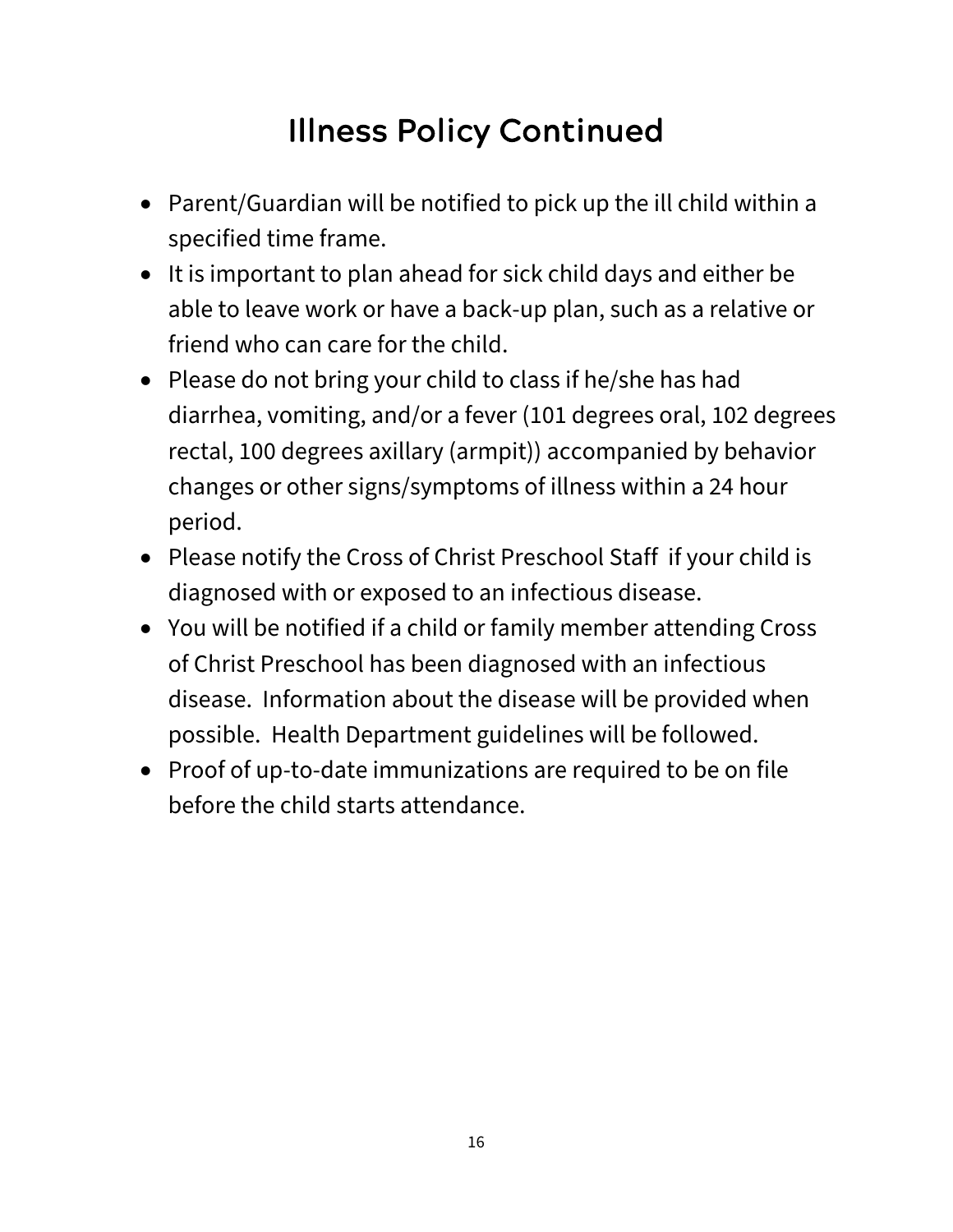# Illness Policy Continued

- Parent/Guardian will be notified to pick up the ill child within a specified time frame.
- It is important to plan ahead for sick child days and either be able to leave work or have a back-up plan, such as a relative or friend who can care for the child.
- Please do not bring your child to class if he/she has had diarrhea, vomiting, and/or a fever (101 degrees oral, 102 degrees rectal, 100 degrees axillary (armpit)) accompanied by behavior changes or other signs/symptoms of illness within a 24 hour period.
- Please notify the Cross of Christ Preschool Staff if your child is diagnosed with or exposed to an infectious disease.
- You will be notified if a child or family member attending Cross of Christ Preschool has been diagnosed with an infectious disease. Information about the disease will be provided when possible. Health Department guidelines will be followed.
- Proof of up-to-date immunizations are required to be on file before the child starts attendance.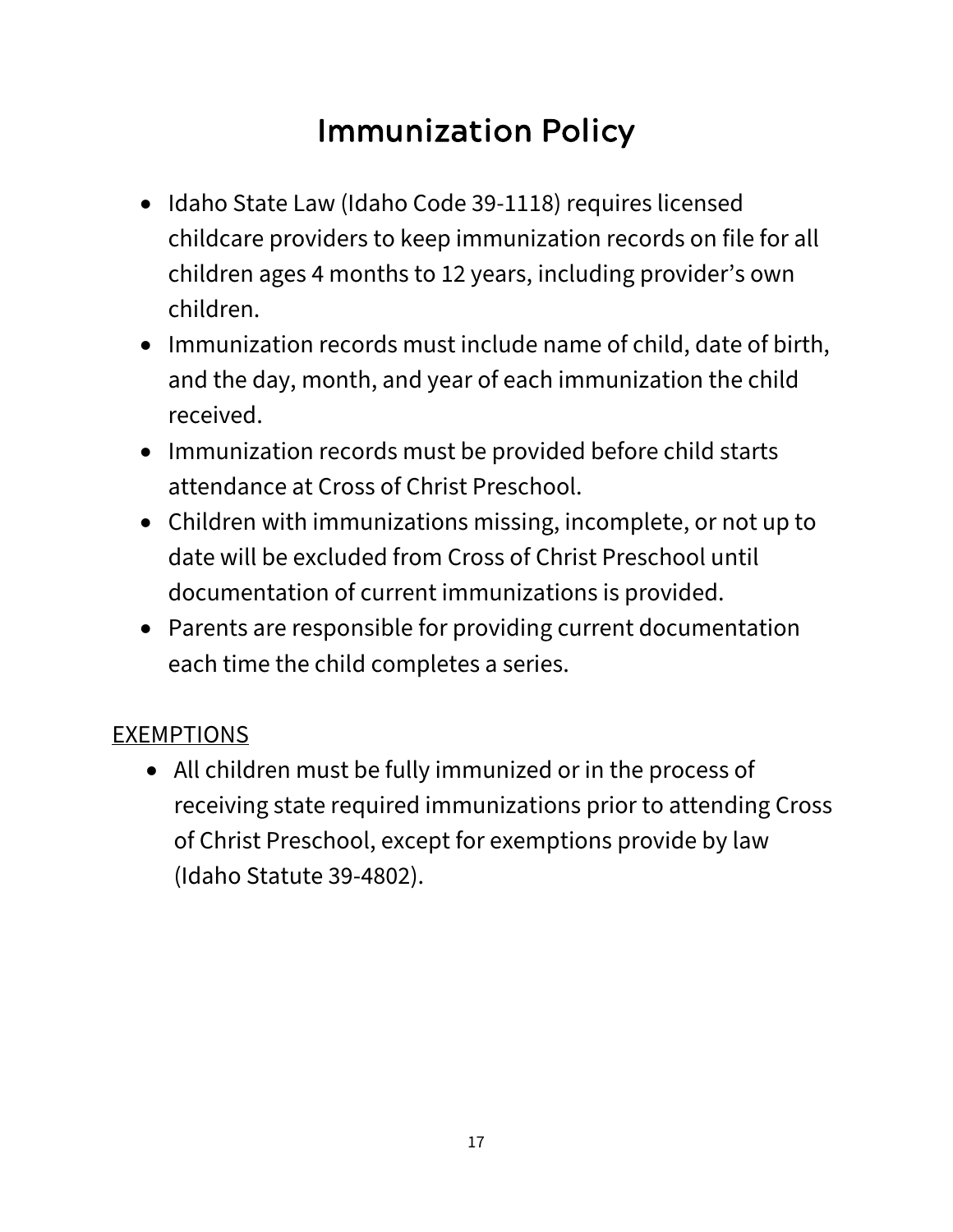# Immunization Policy

- Idaho State Law (Idaho Code 39-1118) requires licensed childcare providers to keep immunization records on file for all children ages 4 months to 12 years, including provider's own children.
- Immunization records must include name of child, date of birth, and the day, month, and year of each immunization the child received.
- Immunization records must be provided before child starts attendance at Cross of Christ Preschool.
- Children with immunizations missing, incomplete, or not up to date will be excluded from Cross of Christ Preschool until documentation of current immunizations is provided.
- Parents are responsible for providing current documentation each time the child completes a series.

<u>EXEMPTIONS</u>

- All children must be fully immunized or in the process of receiving state required immunizations prior to attending Cross of Christ Preschool, except for exemptions provide by law (Idaho Statute 39-4802).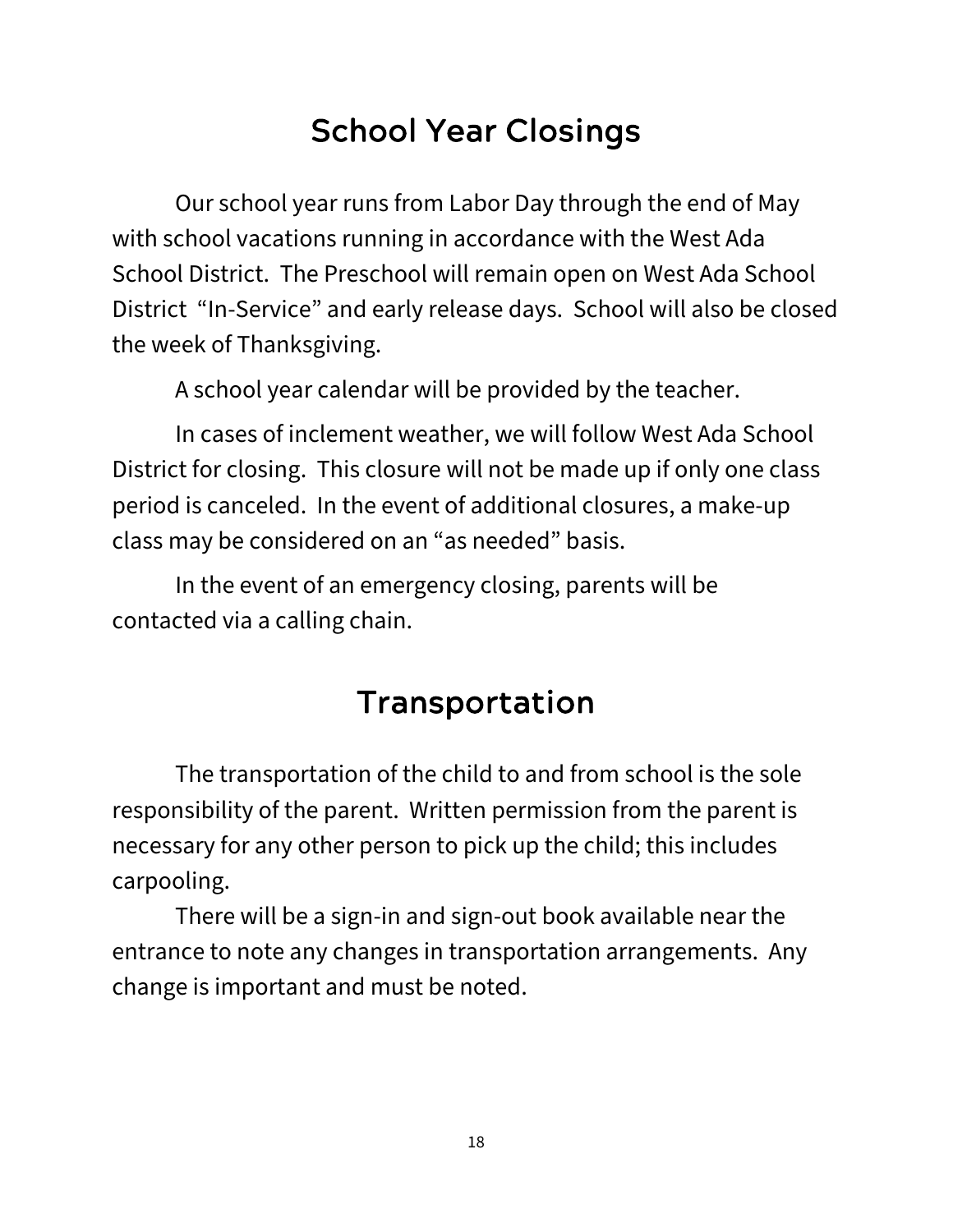# School Year Closings

Our school year runs from Labor Day through the end of May with school vacations running in accordance with the West Ada School District. The Preschool will remain open on West Ada School District "In-Service" and early release days. School will also be closed the week of Thanksgiving.

A school year calendar will be provided by the teacher.

In cases of inclement weather, we will follow West Ada School District for closing. This closure will not be made up if only one class period is canceled. In the event of additional closures, a make-up class may be considered on an "as needed" basis.

In the event of an emergency closing, parents will be contacted via a calling chain.

# Transportation

The transportation of the child to and from school is the sole responsibility of the parent. Written permission from the parent is necessary for any other person to pick up the child; this includes carpooling.

There will be a sign-in and sign-out book available near the entrance to note any changes in transportation arrangements. Any change is important and must be noted.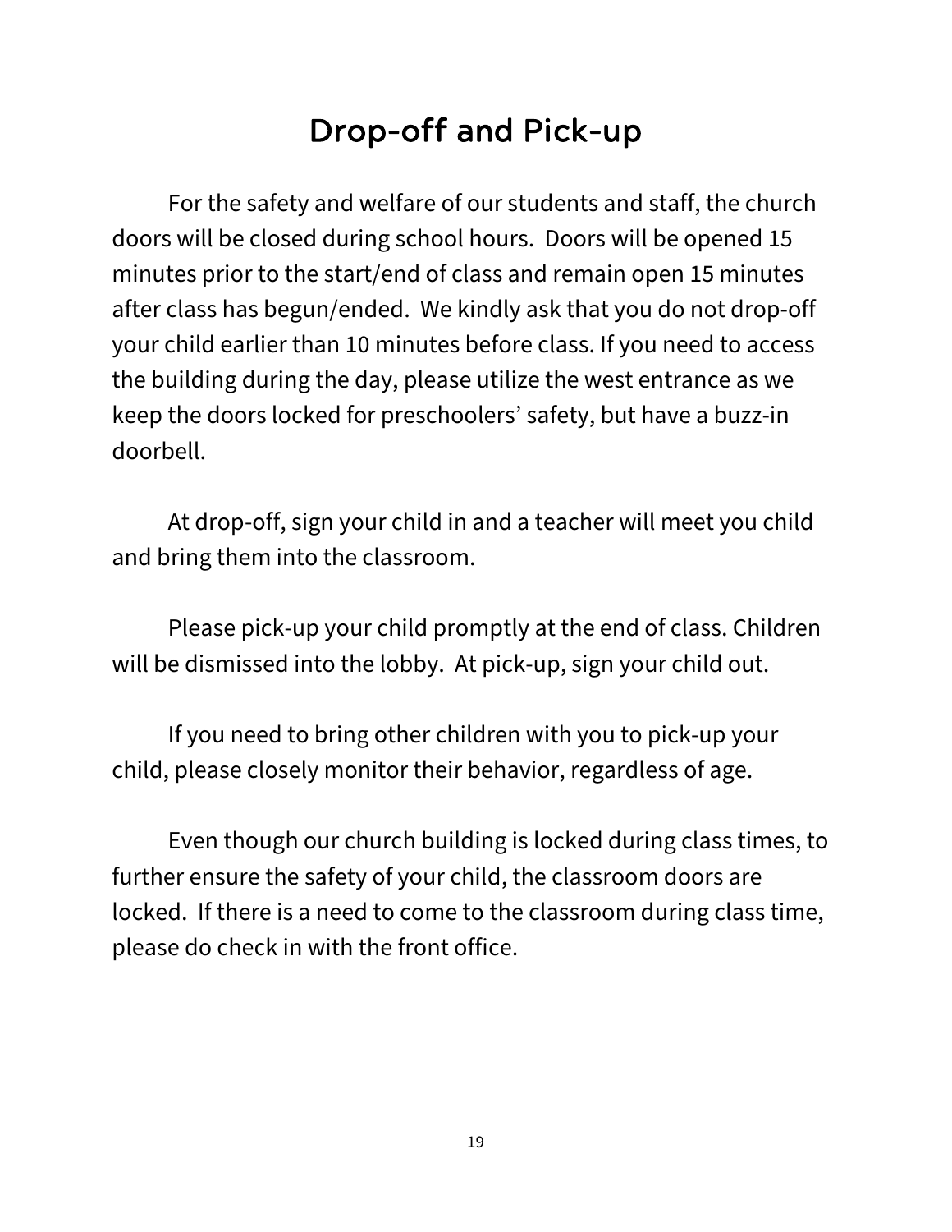# Drop-off and Pick-up

For the safety and welfare of our students and staff, the church doors will be closed during school hours. Doors will be opened 15 minutes prior to the start/end of class and remain open 15 minutes after class has begun/ended. We kindly ask that you do not drop-off your child earlier than 10 minutes before class. If you need to access the building during the day, please utilize the west entrance as we keep the doors locked for preschoolers' safety, but have a buzz-in doorbell.

At drop-off, sign your child in and a teacher will meet you child and bring them into the classroom.

Please pick-up your child promptly at the end of class. Children will be dismissed into the lobby. At pick-up, sign your child out.

If you need to bring other children with you to pick-up your child, please closely monitor their behavior, regardless of age.

Even though our church building is locked during class times, to further ensure the safety of your child, the classroom doors are locked. If there is a need to come to the classroom during class time, please do check in with the front office.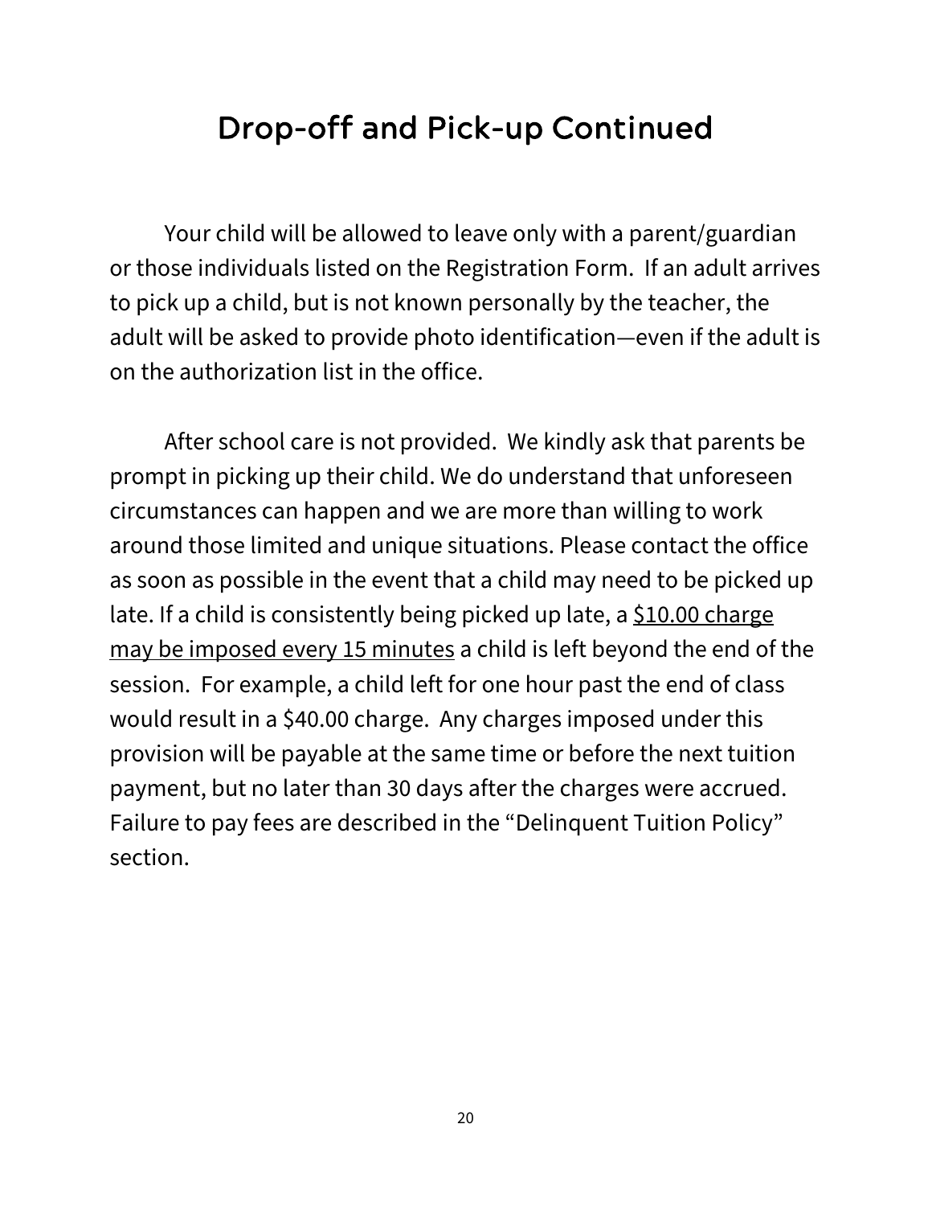## Drop-off and Pick-up Continued

Your child will be allowed to leave only with a parent/guardian or those individuals listed on the Registration Form. If an adult arrives to pick up a child, but is not known personally by the teacher, the adult will be asked to provide photo identification—even if the adult is on the authorization list in the office.

After school care is not provided. We kindly ask that parents be prompt in picking up their child. We do understand that unforeseen circumstances can happen and we are more than willing to work around those limited and unique situations. Please contact the office as soon as possible in the event that a child may need to be picked up late. If a child is consistently being picked up late, a <u>$10.00 charge may be imposed every 15 minutes</u> a child is left beyond the end of the session. For example, a child left for one hour past the end of class would result in a $40.00 charge. Any charges imposed under this provision will be payable at the same time or before the next tuition payment, but no later than 30 days after the charges were accrued. Failure to pay fees are described in the "Delinquent Tuition Policy" section.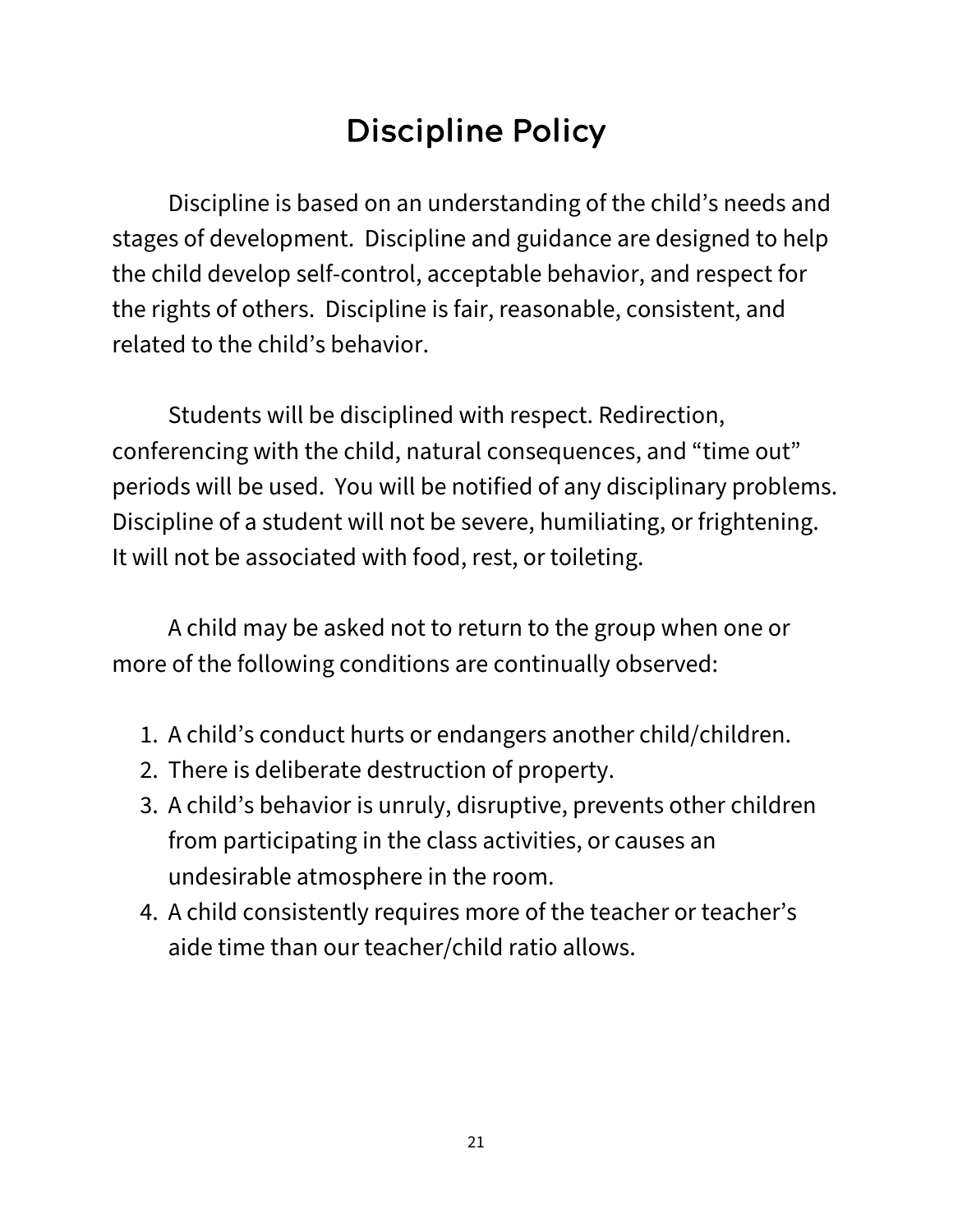# Discipline Policy

Discipline is based on an understanding of the child's needs and stages of development. Discipline and guidance are designed to help the child develop self-control, acceptable behavior, and respect for the rights of others. Discipline is fair, reasonable, consistent, and related to the child's behavior.

Students will be disciplined with respect. Redirection, conferencing with the child, natural consequences, and "time out" periods will be used. You will be notified of any disciplinary problems. Discipline of a student will not be severe, humiliating, or frightening. It will not be associated with food, rest, or toileting.

A child may be asked not to return to the group when one or more of the following conditions are continually observed:

1. A child's conduct hurts or endangers another child/children.
2. There is deliberate destruction of property.
3. A child's behavior is unruly, disruptive, prevents other children from participating in the class activities, or causes an undesirable atmosphere in the room.
4. A child consistently requires more of the teacher or teacher's aide time than our teacher/child ratio allows.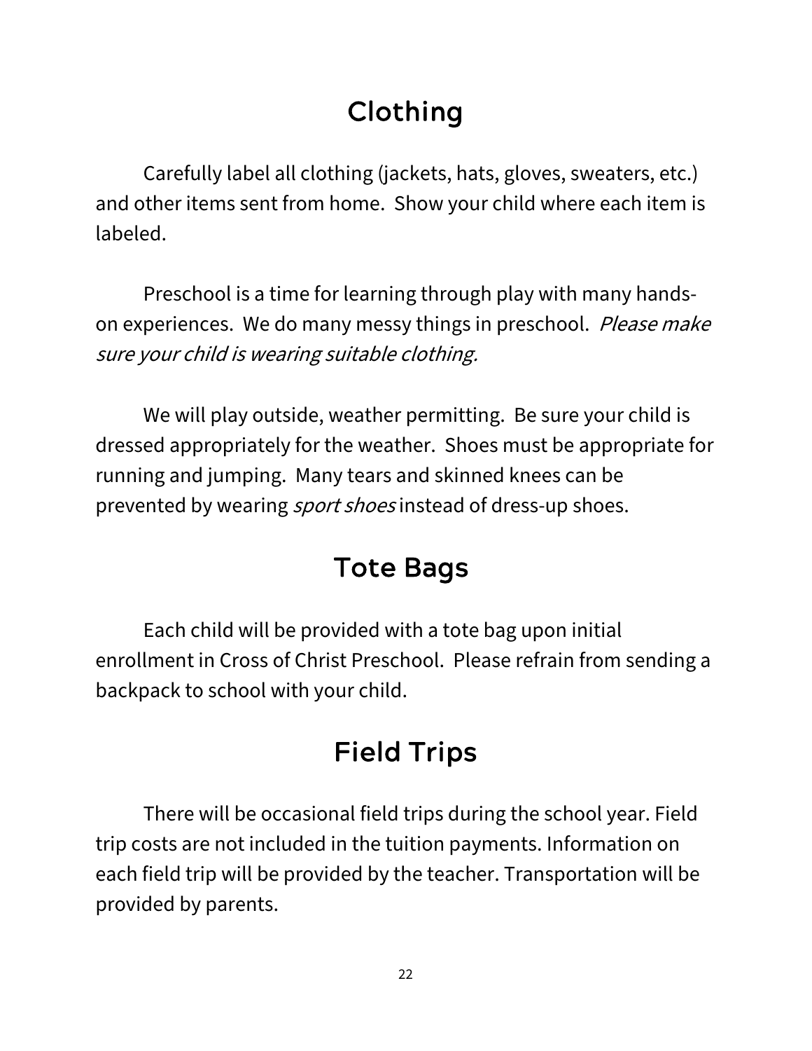# Clothing

Carefully label all clothing (jackets, hats, gloves, sweaters, etc.) and other items sent from home. Show your child where each item is labeled.

Preschool is a time for learning through play with many hands-on experiences. We do many messy things in preschool. *Please make sure your child is wearing suitable clothing.*

We will play outside, weather permitting. Be sure your child is dressed appropriately for the weather. Shoes must be appropriate for running and jumping. Many tears and skinned knees can be prevented by wearing *sport shoes* instead of dress-up shoes.

# Tote Bags

Each child will be provided with a tote bag upon initial enrollment in Cross of Christ Preschool. Please refrain from sending a backpack to school with your child.

# Field Trips

There will be occasional field trips during the school year. Field trip costs are not included in the tuition payments. Information on each field trip will be provided by the teacher. Transportation will be provided by parents.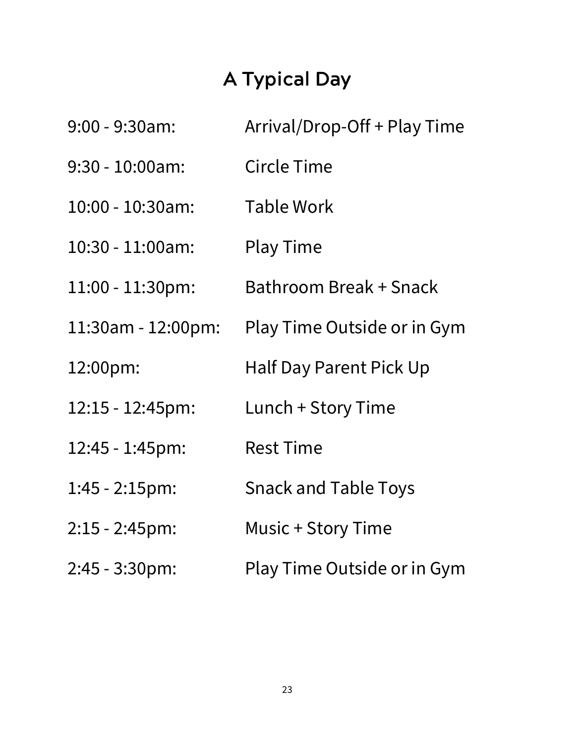# A Typical Day

| | |
|---|---|
| 9:00 - 9:30am: | Arrival/Drop-Off + Play Time |
| 9:30 - 10:00am: | Circle Time |
| 10:00 - 10:30am: | Table Work |
| 10:30 - 11:00am: | Play Time |
| 11:00 - 11:30pm: | Bathroom Break + Snack |
| 11:30am - 12:00pm: | Play Time Outside or in Gym |
| 12:00pm: | Half Day Parent Pick Up |
| 12:15 - 12:45pm: | Lunch + Story Time |
| 12:45 - 1:45pm: | Rest Time |
| 1:45 - 2:15pm: | Snack and Table Toys |
| 2:15 - 2:45pm: | Music + Story Time |
| 2:45 - 3:30pm: | Play Time Outside or in Gym |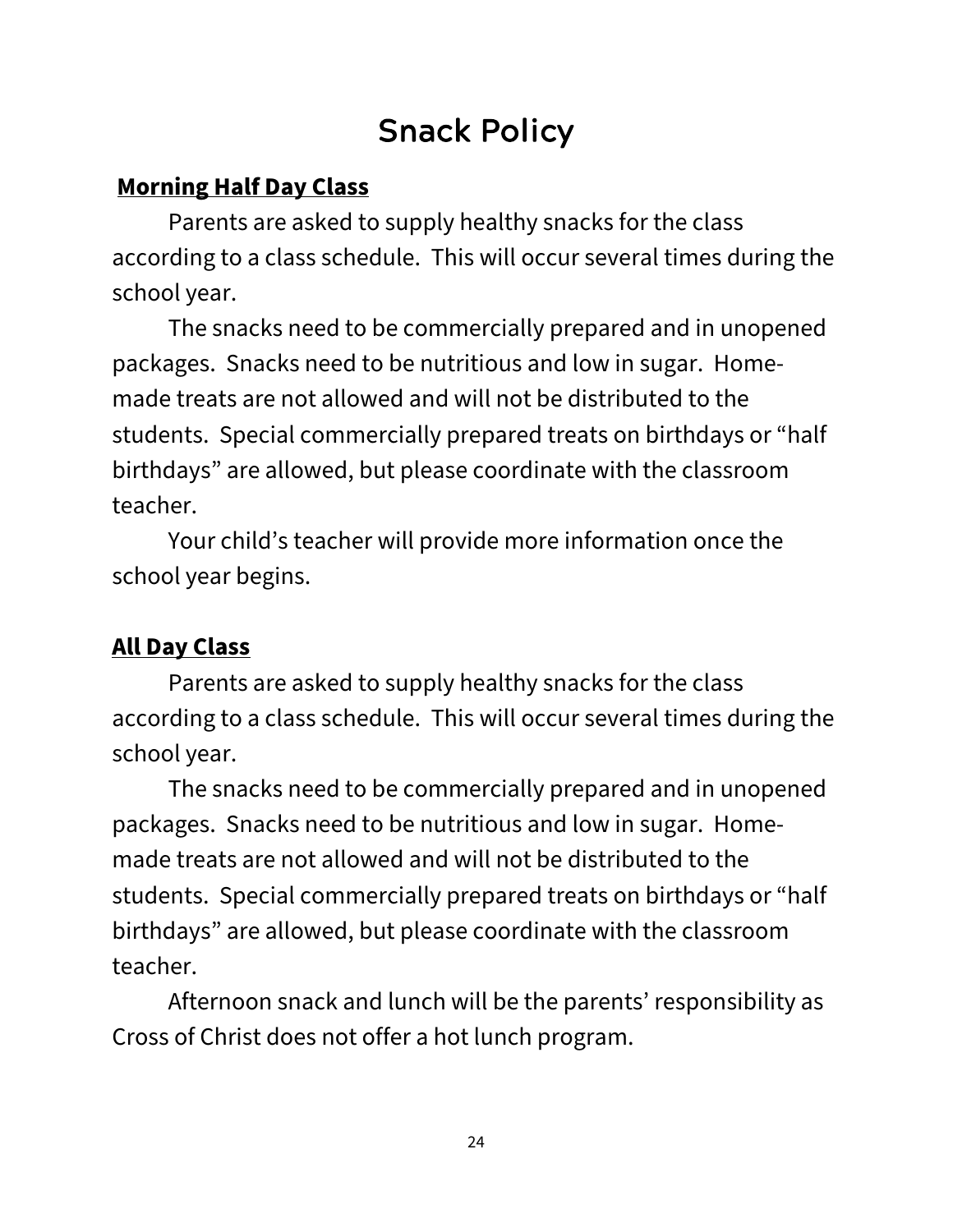# Snack Policy

**Morning Half Day Class**

Parents are asked to supply healthy snacks for the class according to a class schedule. This will occur several times during the school year.

The snacks need to be commercially prepared and in unopened packages. Snacks need to be nutritious and low in sugar. Home-made treats are not allowed and will not be distributed to the students. Special commercially prepared treats on birthdays or "half birthdays" are allowed, but please coordinate with the classroom teacher.

Your child's teacher will provide more information once the school year begins.

**All Day Class**

Parents are asked to supply healthy snacks for the class according to a class schedule. This will occur several times during the school year.

The snacks need to be commercially prepared and in unopened packages. Snacks need to be nutritious and low in sugar. Home-made treats are not allowed and will not be distributed to the students. Special commercially prepared treats on birthdays or "half birthdays" are allowed, but please coordinate with the classroom teacher.

Afternoon snack and lunch will be the parents' responsibility as Cross of Christ does not offer a hot lunch program.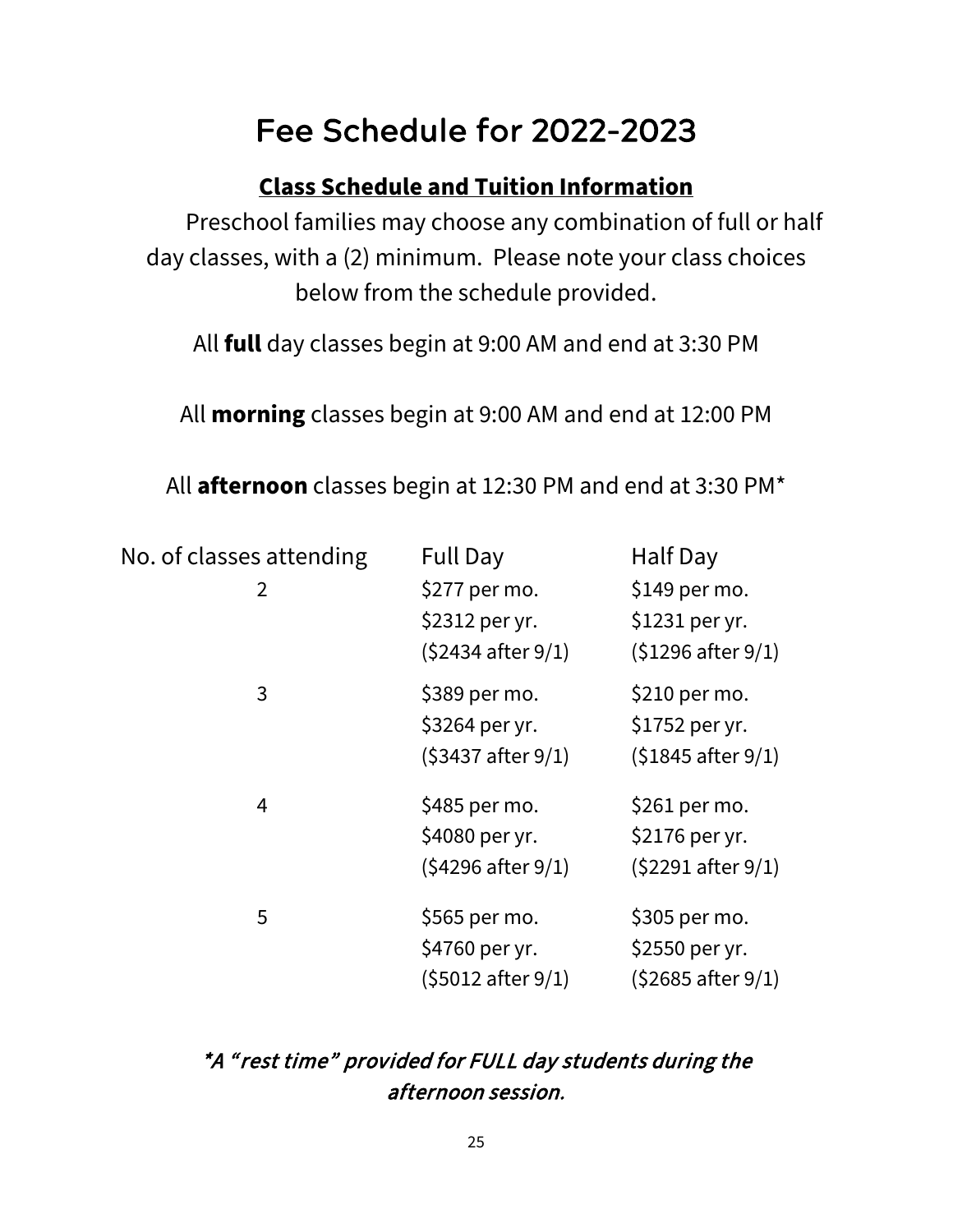# Fee Schedule for 2022-2023

**Class Schedule and Tuition Information**

Preschool families may choose any combination of full or half day classes, with a (2) minimum. Please note your class choices below from the schedule provided.

All **full** day classes begin at 9:00 AM and end at 3:30 PM

All **morning** classes begin at 9:00 AM and end at 12:00 PM

All **afternoon** classes begin at 12:30 PM and end at 3:30 PM*

| No. of classes attending | Full Day | Half Day |
|---|---|---|
| 2 | $277 per mo.<br>$2312 per yr.<br>($2434 after 9/1) | $149 per mo.<br>$1231 per yr.<br>($1296 after 9/1) |
| 3 | $389 per mo.<br>$3264 per yr.<br>($3437 after 9/1) | $210 per mo.<br>$1752 per yr.<br>($1845 after 9/1) |
| 4 | $485 per mo.<br>$4080 per yr.<br>($4296 after 9/1) | $261 per mo.<br>$2176 per yr.<br>($2291 after 9/1) |
| 5 | $565 per mo.<br>$4760 per yr.<br>($5012 after 9/1) | $305 per mo.<br>$2550 per yr.<br>($2685 after 9/1) |

*\*A "rest time" provided for FULL day students during the afternoon session.*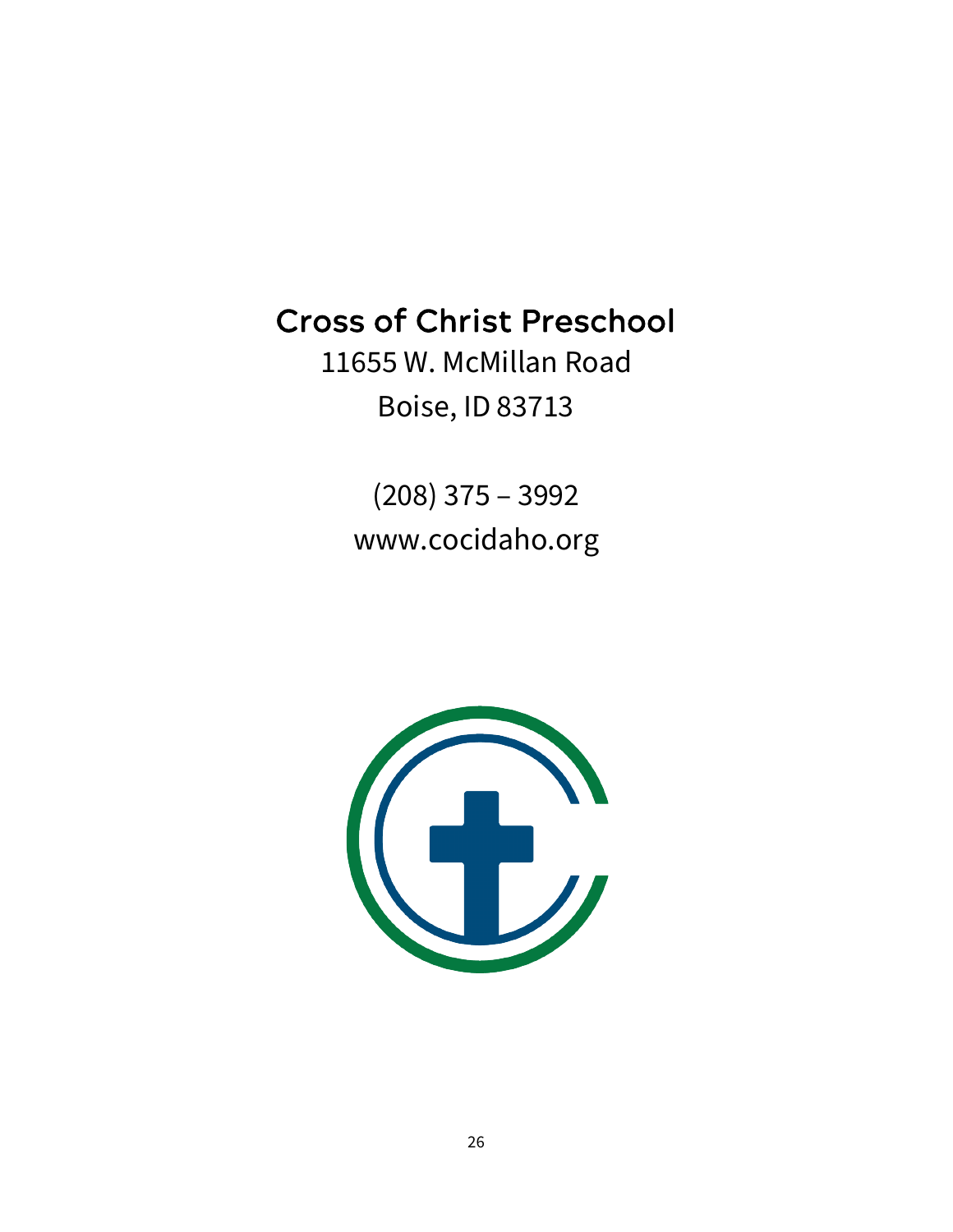# Cross of Christ Preschool

11655 W. McMillan Road

Boise, ID 83713

(208) 375 – 3992

www.cocidaho.org